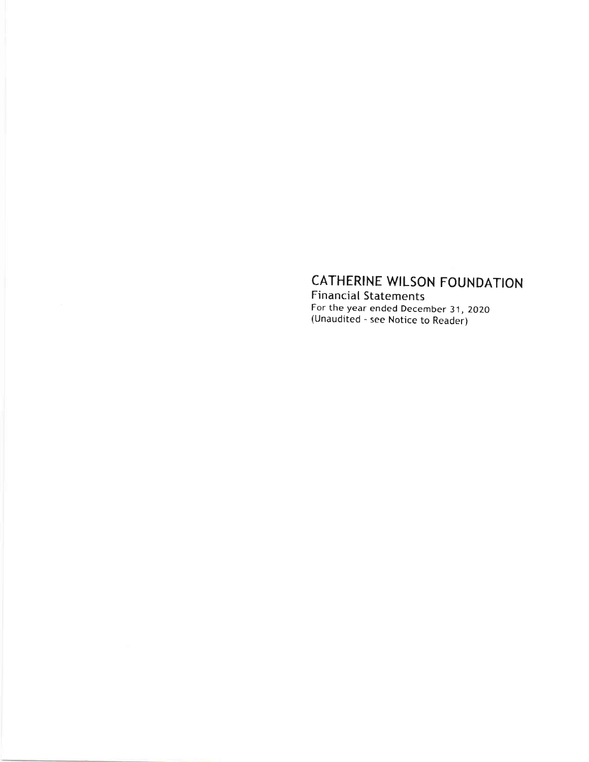# CATHERINE WILSON FOUNDATION

Financial Statements

For the year ended December 31, 2020

(Unaudited - see Notice to Reader)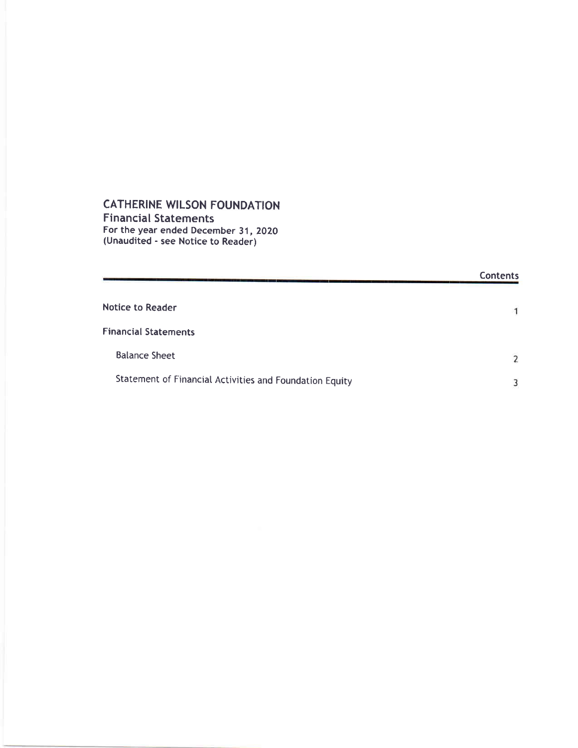# CATHERINE WILSON FOUNDATION

## Financial Statements

For the year ended December 31, 2020
(Unaudited - see Notice to Reader)

| | Contents |
|---|---|
| **Notice to Reader** | 1 |
| **Financial Statements** | |
| Balance Sheet | 2 |
| Statement of Financial Activities and Foundation Equity | 3 |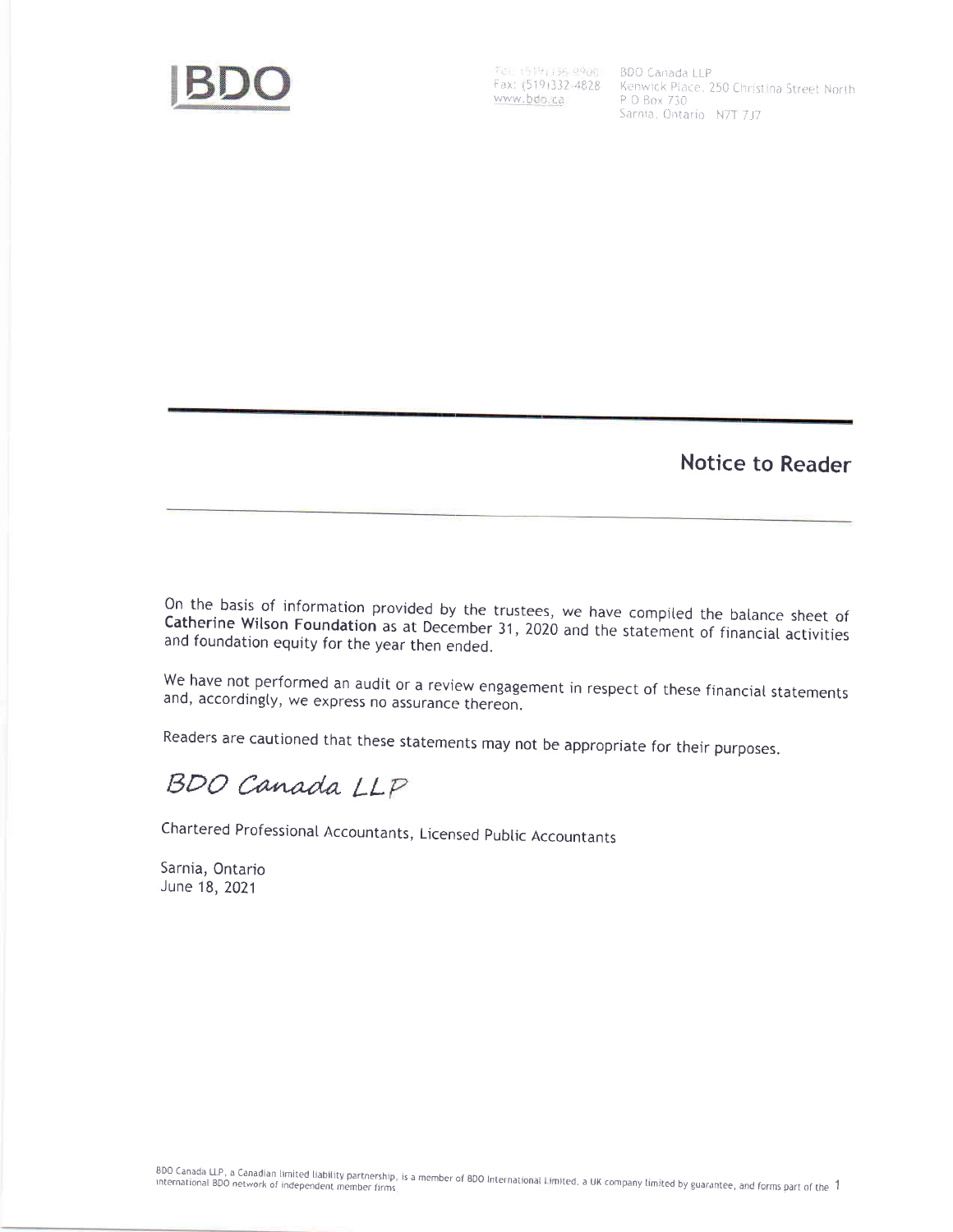BDO

Tel: (519)336-9900
Fax: (519)332-4828
www.bdo.ca

BDO Canada LLP
Kenwick Place, 250 Christina Street North
P O Box 730
Sarnia, Ontario N7T 7J7

## Notice to Reader

On the basis of information provided by the trustees, we have compiled the balance sheet of **Catherine Wilson Foundation** as at December 31, 2020 and the statement of financial activities and foundation equity for the year then ended.

We have not performed an audit or a review engagement in respect of these financial statements and, accordingly, we express no assurance thereon.

Readers are cautioned that these statements may not be appropriate for their purposes.

*BDO Canada LLP*

Chartered Professional Accountants, Licensed Public Accountants

Sarnia, Ontario
June 18, 2021

BDO Canada LLP, a Canadian limited liability partnership, is a member of BDO International Limited, a UK company limited by guarantee, and forms part of the international BDO network of independent member firms.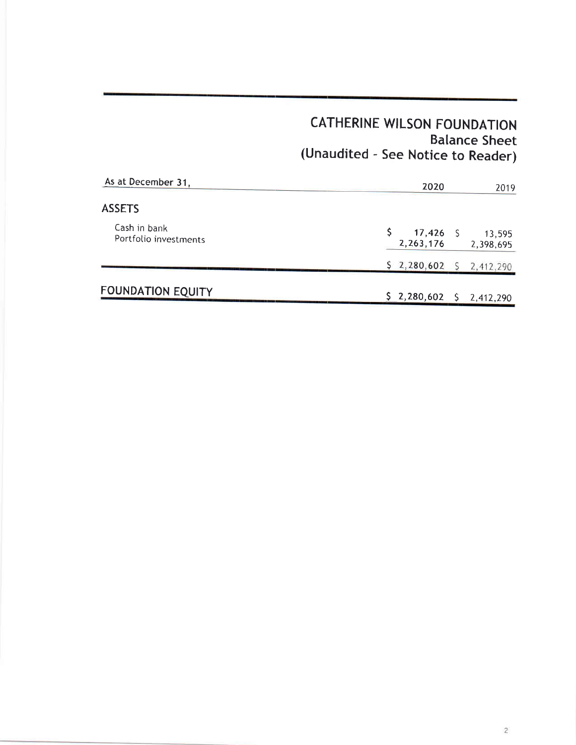# CATHERINE WILSON FOUNDATION
## Balance Sheet
## (Unaudited - See Notice to Reader)

| As at December 31, | 2020 | 2019 |
|---|---|---|
| **ASSETS** | | |
| Cash in bank | $ 17,426 | $ 13,595 |
| Portfolio investments | 2,263,176 | 2,398,695 |
| | $ 2,280,602 | $ 2,412,290 |
| **FOUNDATION EQUITY** | $ 2,280,602 | $ 2,412,290 |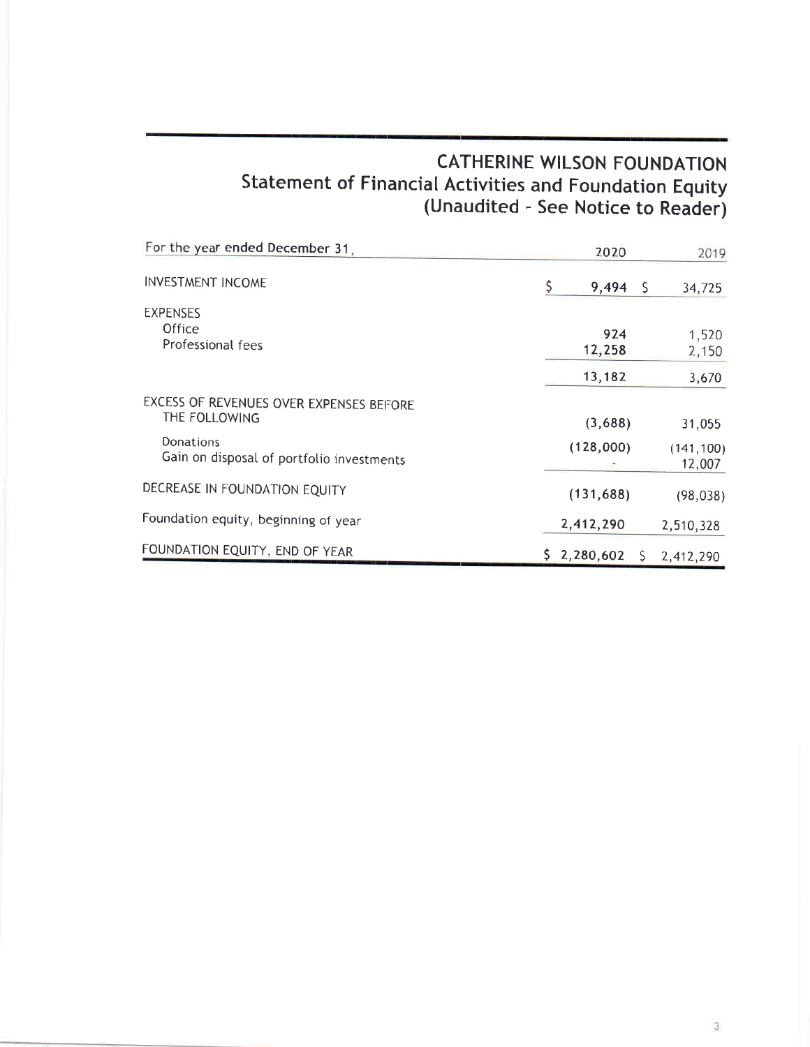# CATHERINE WILSON FOUNDATION

## Statement of Financial Activities and Foundation Equity

## (Unaudited - See Notice to Reader)

| For the year ended December 31, | 2020 | 2019 |
|---|---|---|
| INVESTMENT INCOME | $ 9,494 | $ 34,725 |
| EXPENSES | | |
| Office | 924 | 1,520 |
| Professional fees | 12,258 | 2,150 |
| | 13,182 | 3,670 |
| EXCESS OF REVENUES OVER EXPENSES BEFORE THE FOLLOWING | (3,688) | 31,055 |
| Donations | (128,000) | (141,100) |
| Gain on disposal of portfolio investments | - | 12,007 |
| DECREASE IN FOUNDATION EQUITY | (131,688) | (98,038) |
| Foundation equity, beginning of year | 2,412,290 | 2,510,328 |
| FOUNDATION EQUITY, END OF YEAR | $ 2,280,602 | $ 2,412,290 |